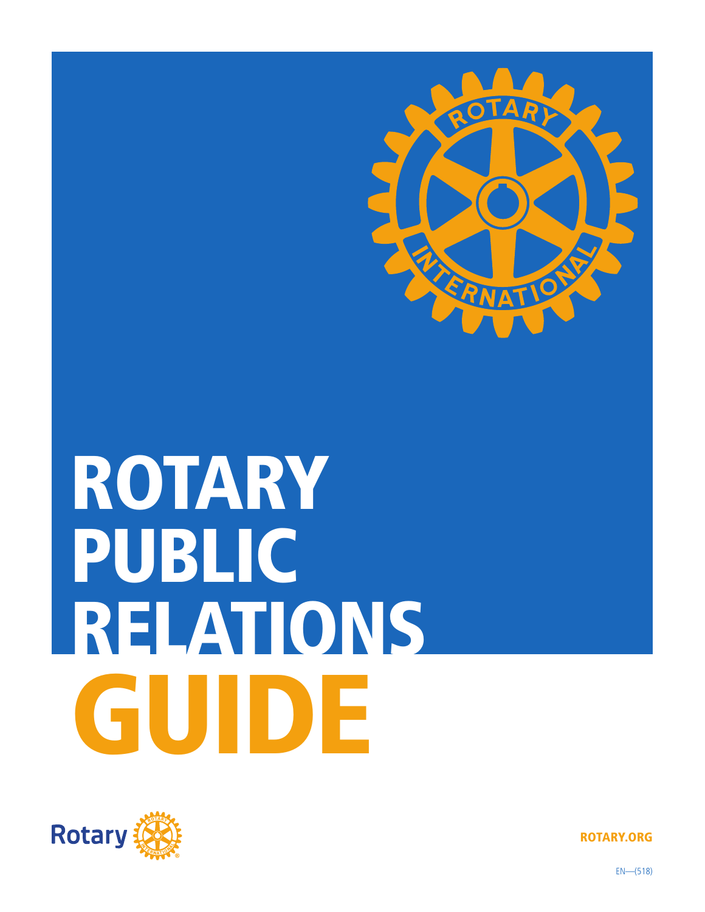# ROTARY PUBLIC RELATIONS GUIDE

Rotary

ROTARY.ORG

EN—(518)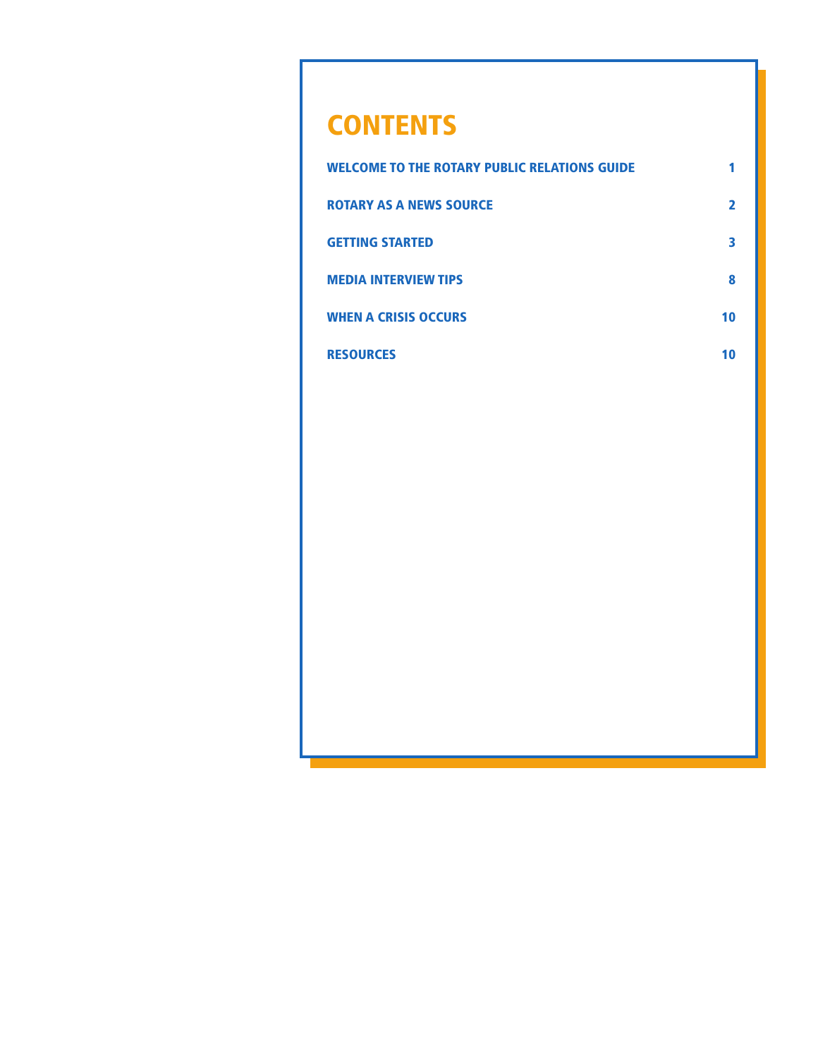# CONTENTS

| | |
|---|---|
| WELCOME TO THE ROTARY PUBLIC RELATIONS GUIDE | 1 |
| ROTARY AS A NEWS SOURCE | 2 |
| GETTING STARTED | 3 |
| MEDIA INTERVIEW TIPS | 8 |
| WHEN A CRISIS OCCURS | 10 |
| RESOURCES | 10 |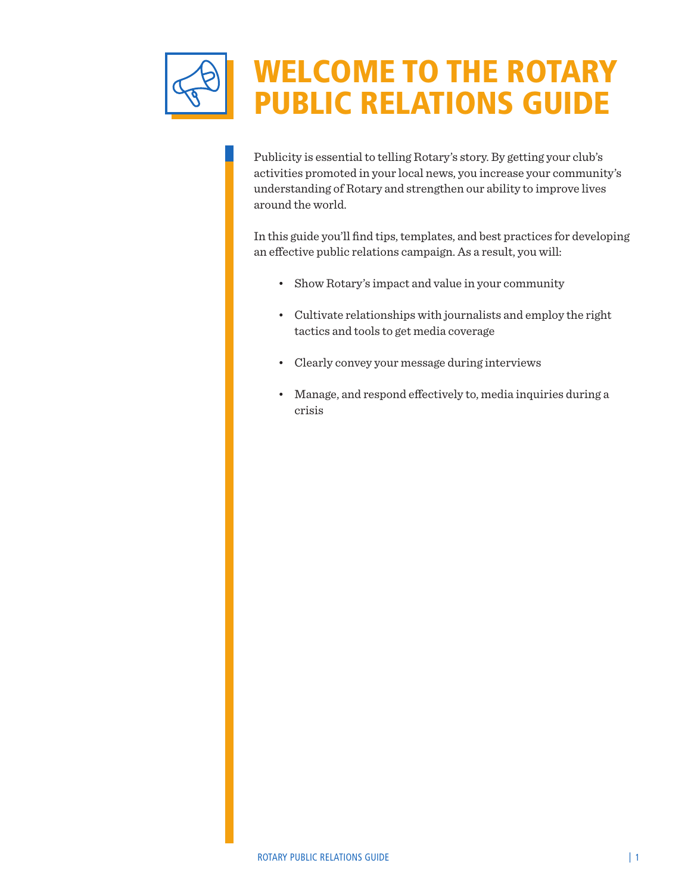# WELCOME TO THE ROTARY PUBLIC RELATIONS GUIDE

Publicity is essential to telling Rotary's story. By getting your club's activities promoted in your local news, you increase your community's understanding of Rotary and strengthen our ability to improve lives around the world.

In this guide you'll find tips, templates, and best practices for developing an effective public relations campaign. As a result, you will:

- Show Rotary's impact and value in your community
- Cultivate relationships with journalists and employ the right tactics and tools to get media coverage
- Clearly convey your message during interviews
- Manage, and respond effectively to, media inquiries during a crisis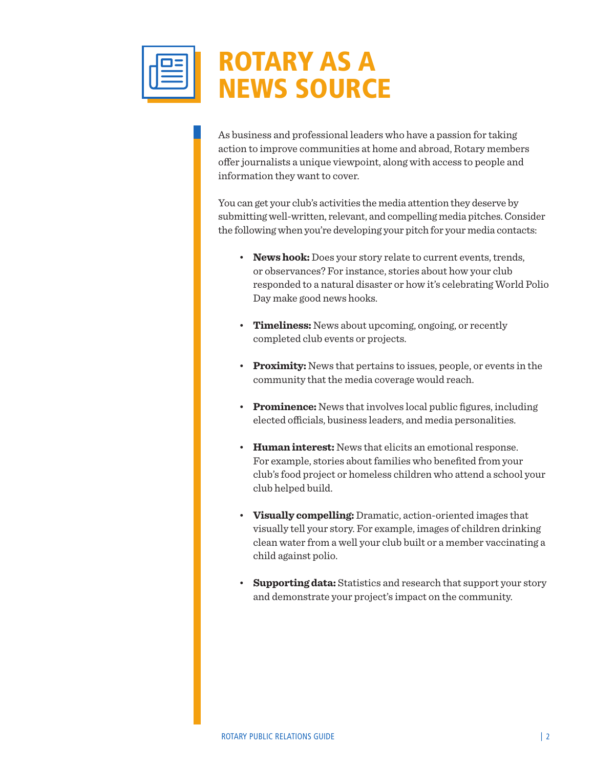# ROTARY AS A NEWS SOURCE

As business and professional leaders who have a passion for taking action to improve communities at home and abroad, Rotary members offer journalists a unique viewpoint, along with access to people and information they want to cover.

You can get your club's activities the media attention they deserve by submitting well-written, relevant, and compelling media pitches. Consider the following when you're developing your pitch for your media contacts:

- **News hook:** Does your story relate to current events, trends, or observances? For instance, stories about how your club responded to a natural disaster or how it's celebrating World Polio Day make good news hooks.
- **Timeliness:** News about upcoming, ongoing, or recently completed club events or projects.
- **Proximity:** News that pertains to issues, people, or events in the community that the media coverage would reach.
- **Prominence:** News that involves local public figures, including elected officials, business leaders, and media personalities.
- **Human interest:** News that elicits an emotional response. For example, stories about families who benefited from your club's food project or homeless children who attend a school your club helped build.
- **Visually compelling:** Dramatic, action-oriented images that visually tell your story. For example, images of children drinking clean water from a well your club built or a member vaccinating a child against polio.
- **Supporting data:** Statistics and research that support your story and demonstrate your project's impact on the community.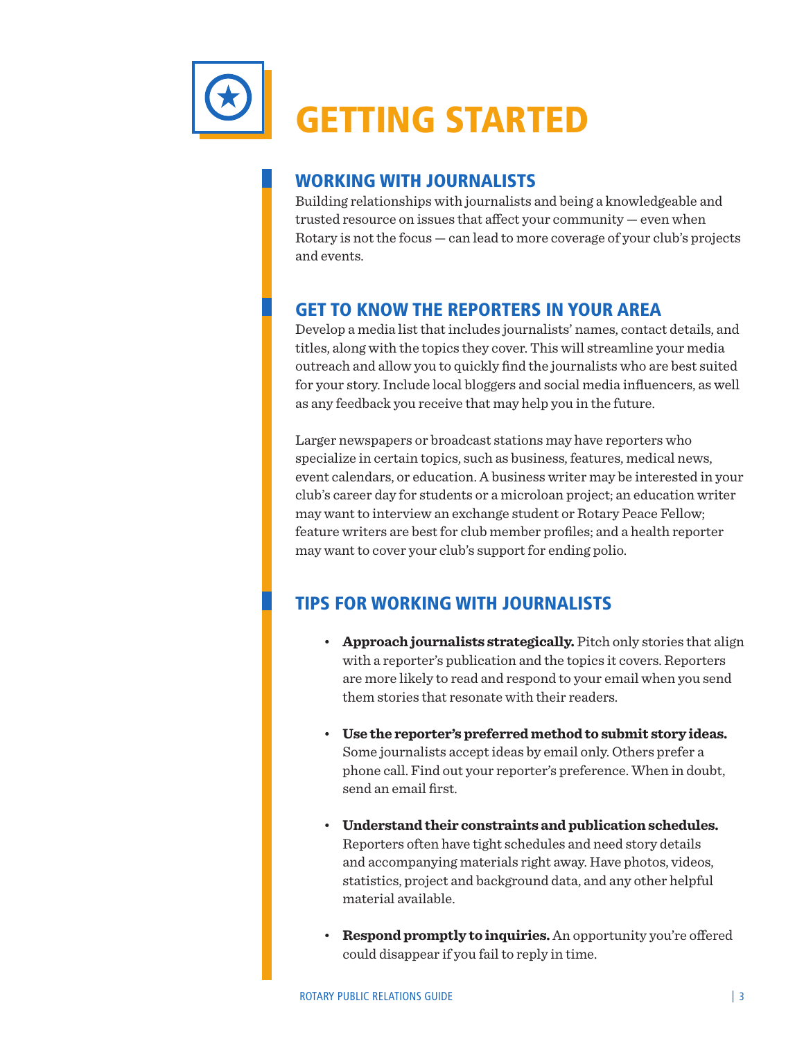# GETTING STARTED

## WORKING WITH JOURNALISTS

Building relationships with journalists and being a knowledgeable and trusted resource on issues that affect your community — even when Rotary is not the focus — can lead to more coverage of your club's projects and events.

## GET TO KNOW THE REPORTERS IN YOUR AREA

Develop a media list that includes journalists' names, contact details, and titles, along with the topics they cover. This will streamline your media outreach and allow you to quickly find the journalists who are best suited for your story. Include local bloggers and social media influencers, as well as any feedback you receive that may help you in the future.

Larger newspapers or broadcast stations may have reporters who specialize in certain topics, such as business, features, medical news, event calendars, or education. A business writer may be interested in your club's career day for students or a microloan project; an education writer may want to interview an exchange student or Rotary Peace Fellow; feature writers are best for club member profiles; and a health reporter may want to cover your club's support for ending polio.

## TIPS FOR WORKING WITH JOURNALISTS

- **Approach journalists strategically.** Pitch only stories that align with a reporter's publication and the topics it covers. Reporters are more likely to read and respond to your email when you send them stories that resonate with their readers.

- **Use the reporter's preferred method to submit story ideas.** Some journalists accept ideas by email only. Others prefer a phone call. Find out your reporter's preference. When in doubt, send an email first.

- **Understand their constraints and publication schedules.** Reporters often have tight schedules and need story details and accompanying materials right away. Have photos, videos, statistics, project and background data, and any other helpful material available.

- **Respond promptly to inquiries.** An opportunity you're offered could disappear if you fail to reply in time.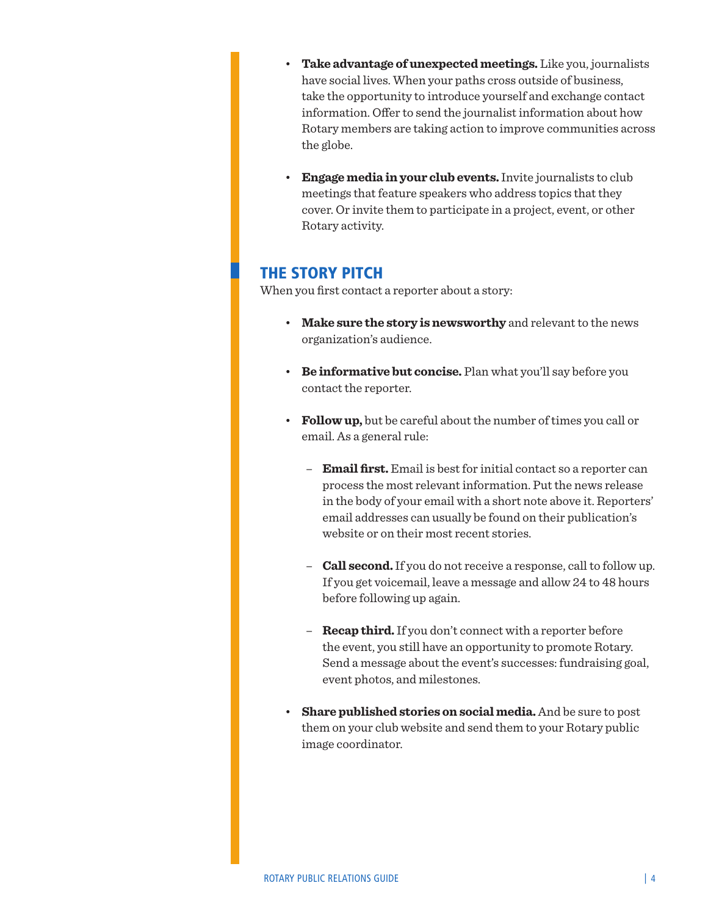- **Take advantage of unexpected meetings.** Like you, journalists have social lives. When your paths cross outside of business, take the opportunity to introduce yourself and exchange contact information. Offer to send the journalist information about how Rotary members are taking action to improve communities across the globe.

- **Engage media in your club events.** Invite journalists to club meetings that feature speakers who address topics that they cover. Or invite them to participate in a project, event, or other Rotary activity.

## THE STORY PITCH

When you first contact a reporter about a story:

- **Make sure the story is newsworthy** and relevant to the news organization's audience.

- **Be informative but concise.** Plan what you'll say before you contact the reporter.

- **Follow up,** but be careful about the number of times you call or email. As a general rule:

  - **Email first.** Email is best for initial contact so a reporter can process the most relevant information. Put the news release in the body of your email with a short note above it. Reporters' email addresses can usually be found on their publication's website or on their most recent stories.

  - **Call second.** If you do not receive a response, call to follow up. If you get voicemail, leave a message and allow 24 to 48 hours before following up again.

  - **Recap third.** If you don't connect with a reporter before the event, you still have an opportunity to promote Rotary. Send a message about the event's successes: fundraising goal, event photos, and milestones.

- **Share published stories on social media.** And be sure to post them on your club website and send them to your Rotary public image coordinator.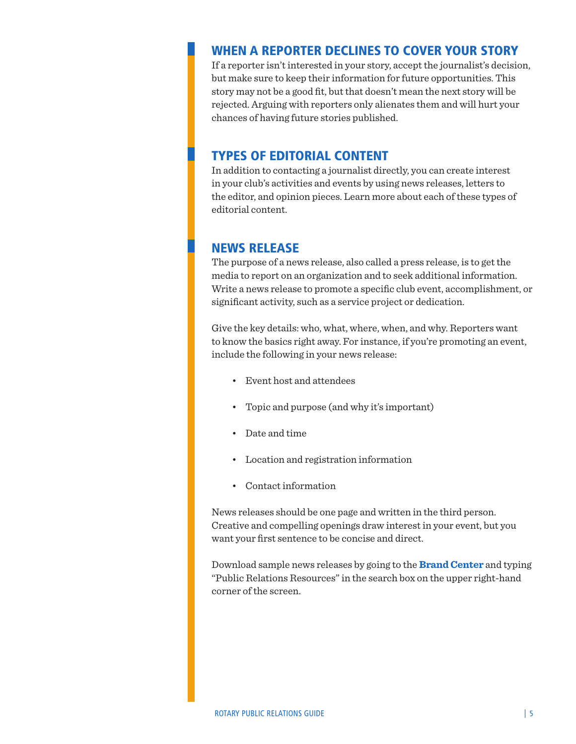## WHEN A REPORTER DECLINES TO COVER YOUR STORY

If a reporter isn't interested in your story, accept the journalist's decision, but make sure to keep their information for future opportunities. This story may not be a good fit, but that doesn't mean the next story will be rejected. Arguing with reporters only alienates them and will hurt your chances of having future stories published.

## TYPES OF EDITORIAL CONTENT

In addition to contacting a journalist directly, you can create interest in your club's activities and events by using news releases, letters to the editor, and opinion pieces. Learn more about each of these types of editorial content.

## NEWS RELEASE

The purpose of a news release, also called a press release, is to get the media to report on an organization and to seek additional information. Write a news release to promote a specific club event, accomplishment, or significant activity, such as a service project or dedication.

Give the key details: who, what, where, when, and why. Reporters want to know the basics right away. For instance, if you're promoting an event, include the following in your news release:

- Event host and attendees
- Topic and purpose (and why it's important)
- Date and time
- Location and registration information
- Contact information

News releases should be one page and written in the third person. Creative and compelling openings draw interest in your event, but you want your first sentence to be concise and direct.

Download sample news releases by going to the **Brand Center** and typing "Public Relations Resources" in the search box on the upper right-hand corner of the screen.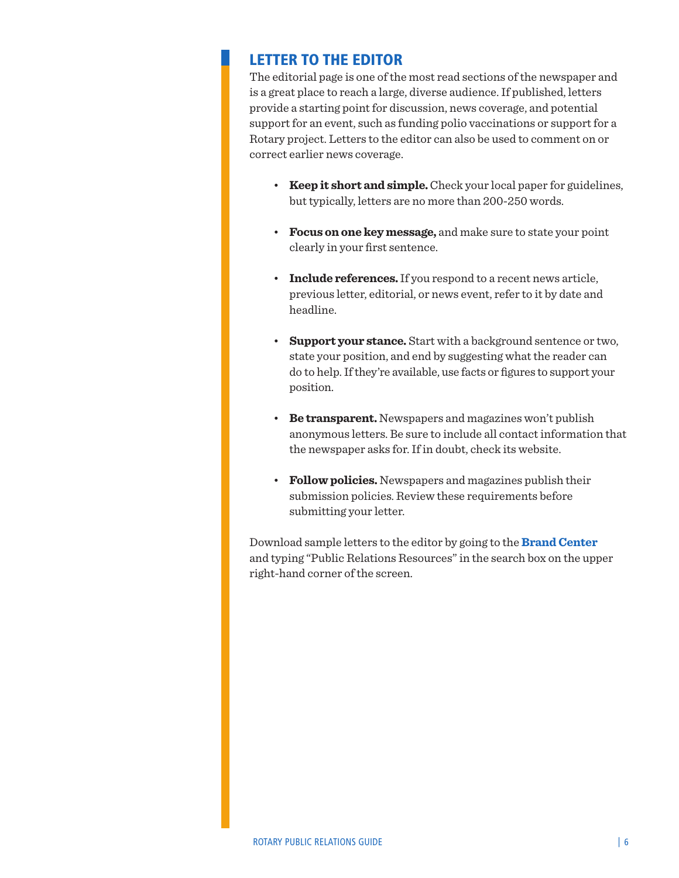## LETTER TO THE EDITOR

The editorial page is one of the most read sections of the newspaper and is a great place to reach a large, diverse audience. If published, letters provide a starting point for discussion, news coverage, and potential support for an event, such as funding polio vaccinations or support for a Rotary project. Letters to the editor can also be used to comment on or correct earlier news coverage.

- **Keep it short and simple.** Check your local paper for guidelines, but typically, letters are no more than 200-250 words.
- **Focus on one key message,** and make sure to state your point clearly in your first sentence.
- **Include references.** If you respond to a recent news article, previous letter, editorial, or news event, refer to it by date and headline.
- **Support your stance.** Start with a background sentence or two, state your position, and end by suggesting what the reader can do to help. If they're available, use facts or figures to support your position.
- **Be transparent.** Newspapers and magazines won't publish anonymous letters. Be sure to include all contact information that the newspaper asks for. If in doubt, check its website.
- **Follow policies.** Newspapers and magazines publish their submission policies. Review these requirements before submitting your letter.

Download sample letters to the editor by going to the **Brand Center** and typing "Public Relations Resources" in the search box on the upper right-hand corner of the screen.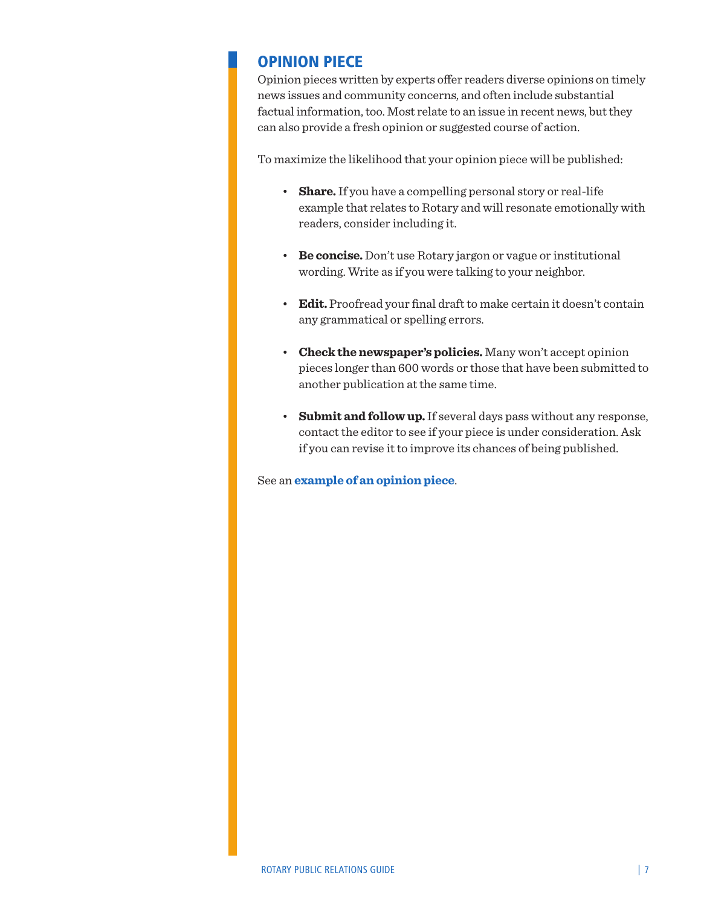## OPINION PIECE

Opinion pieces written by experts offer readers diverse opinions on timely news issues and community concerns, and often include substantial factual information, too. Most relate to an issue in recent news, but they can also provide a fresh opinion or suggested course of action.

To maximize the likelihood that your opinion piece will be published:

- **Share.** If you have a compelling personal story or real-life example that relates to Rotary and will resonate emotionally with readers, consider including it.
- **Be concise.** Don't use Rotary jargon or vague or institutional wording. Write as if you were talking to your neighbor.
- **Edit.** Proofread your final draft to make certain it doesn't contain any grammatical or spelling errors.
- **Check the newspaper's policies.** Many won't accept opinion pieces longer than 600 words or those that have been submitted to another publication at the same time.
- **Submit and follow up.** If several days pass without any response, contact the editor to see if your piece is under consideration. Ask if you can revise it to improve its chances of being published.

See an **example of an opinion piece**.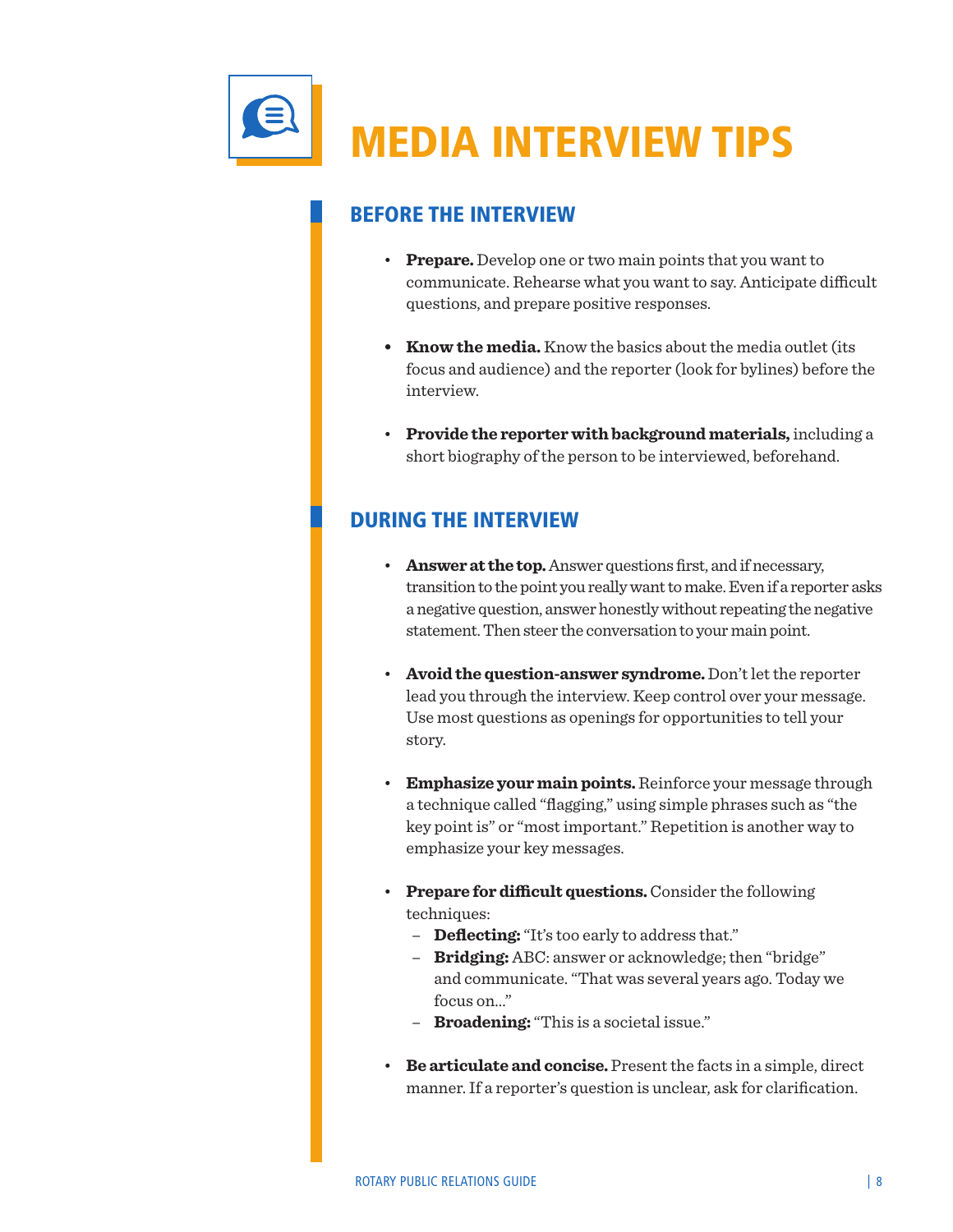# MEDIA INTERVIEW TIPS

## BEFORE THE INTERVIEW

- **Prepare.** Develop one or two main points that you want to communicate. Rehearse what you want to say. Anticipate difficult questions, and prepare positive responses.
- **Know the media.** Know the basics about the media outlet (its focus and audience) and the reporter (look for bylines) before the interview.
- **Provide the reporter with background materials,** including a short biography of the person to be interviewed, beforehand.

## DURING THE INTERVIEW

- **Answer at the top.** Answer questions first, and if necessary, transition to the point you really want to make. Even if a reporter asks a negative question, answer honestly without repeating the negative statement. Then steer the conversation to your main point.
- **Avoid the question-answer syndrome.** Don't let the reporter lead you through the interview. Keep control over your message. Use most questions as openings for opportunities to tell your story.
- **Emphasize your main points.** Reinforce your message through a technique called "flagging," using simple phrases such as "the key point is" or "most important." Repetition is another way to emphasize your key messages.
- **Prepare for difficult questions.** Consider the following techniques:
  - **Deflecting:** "It's too early to address that."
  - **Bridging:** ABC: answer or acknowledge; then "bridge" and communicate. "That was several years ago. Today we focus on…"
  - **Broadening:** "This is a societal issue."
- **Be articulate and concise.** Present the facts in a simple, direct manner. If a reporter's question is unclear, ask for clarification.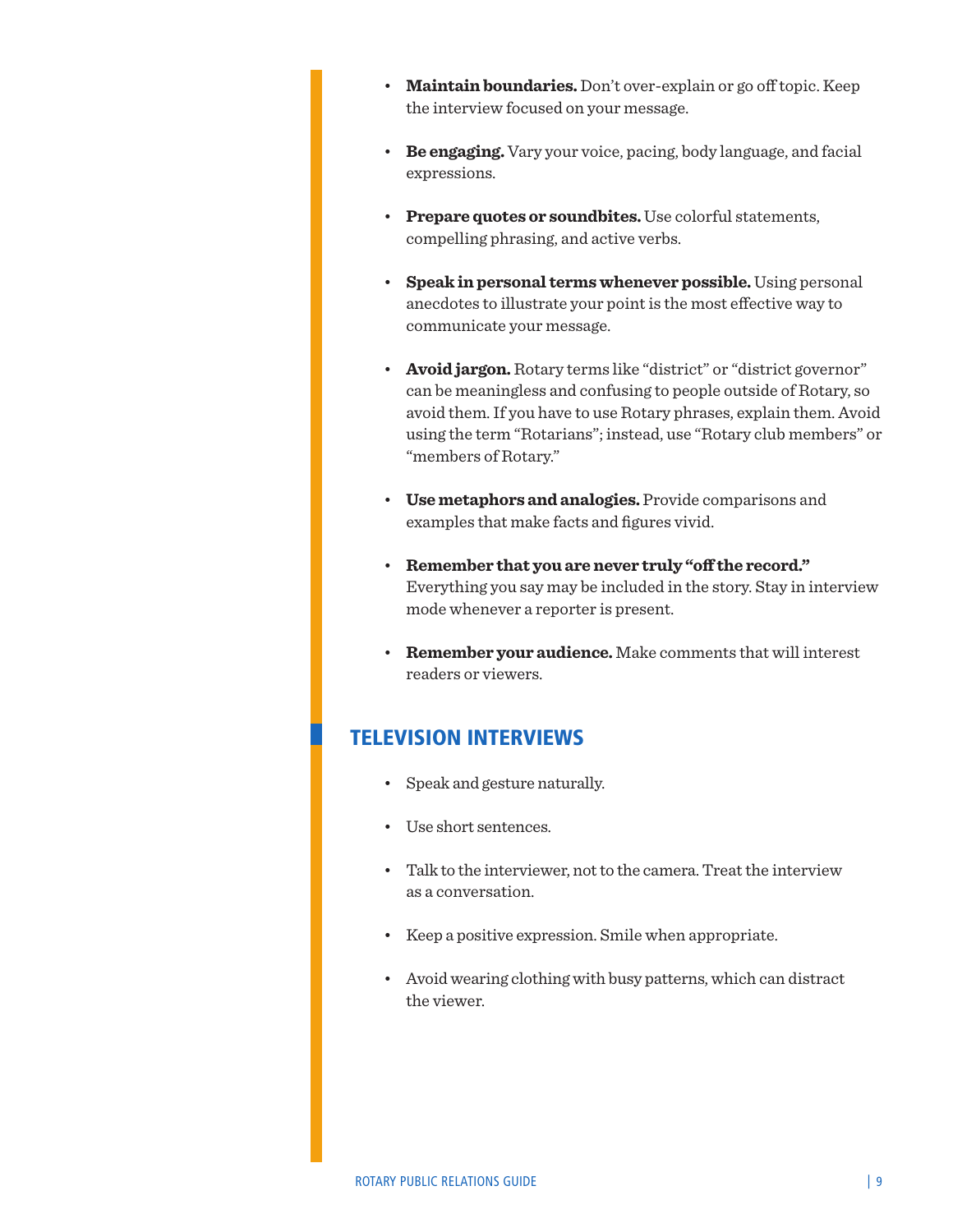- **Maintain boundaries.** Don't over-explain or go off topic. Keep the interview focused on your message.

- **Be engaging.** Vary your voice, pacing, body language, and facial expressions.

- **Prepare quotes or soundbites.** Use colorful statements, compelling phrasing, and active verbs.

- **Speak in personal terms whenever possible.** Using personal anecdotes to illustrate your point is the most effective way to communicate your message.

- **Avoid jargon.** Rotary terms like "district" or "district governor" can be meaningless and confusing to people outside of Rotary, so avoid them. If you have to use Rotary phrases, explain them. Avoid using the term "Rotarians"; instead, use "Rotary club members" or "members of Rotary."

- **Use metaphors and analogies.** Provide comparisons and examples that make facts and figures vivid.

- **Remember that you are never truly "off the record."** Everything you say may be included in the story. Stay in interview mode whenever a reporter is present.

- **Remember your audience.** Make comments that will interest readers or viewers.

## TELEVISION INTERVIEWS

- Speak and gesture naturally.

- Use short sentences.

- Talk to the interviewer, not to the camera. Treat the interview as a conversation.

- Keep a positive expression. Smile when appropriate.

- Avoid wearing clothing with busy patterns, which can distract the viewer.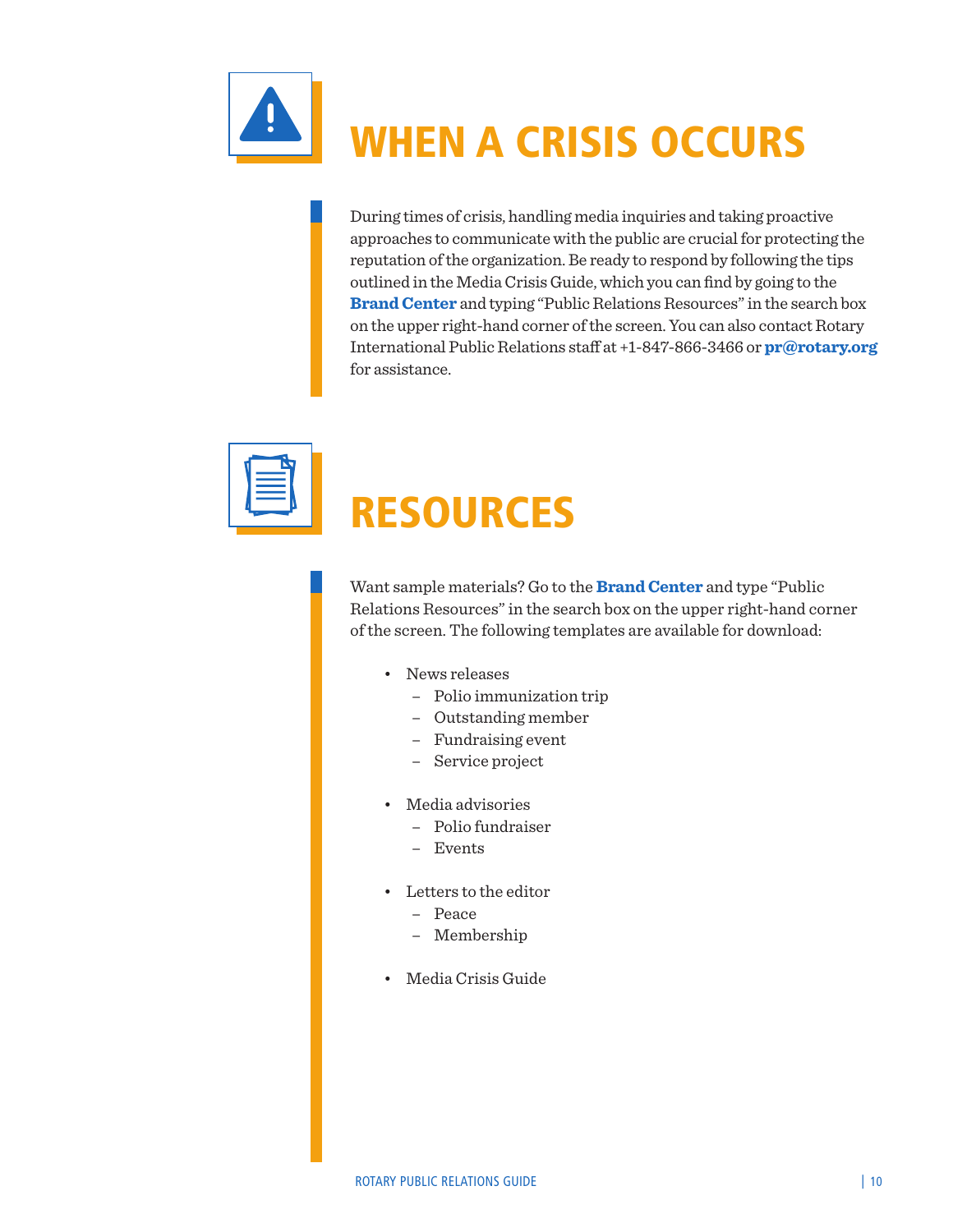# WHEN A CRISIS OCCURS

During times of crisis, handling media inquiries and taking proactive approaches to communicate with the public are crucial for protecting the reputation of the organization. Be ready to respond by following the tips outlined in the Media Crisis Guide, which you can find by going to the **Brand Center** and typing "Public Relations Resources" in the search box on the upper right-hand corner of the screen. You can also contact Rotary International Public Relations staff at +1-847-866-3466 or **pr@rotary.org** for assistance.

# RESOURCES

Want sample materials? Go to the **Brand Center** and type "Public Relations Resources" in the search box on the upper right-hand corner of the screen. The following templates are available for download:

- News releases
  - Polio immunization trip
  - Outstanding member
  - Fundraising event
  - Service project
- Media advisories
  - Polio fundraiser
  - Events
- Letters to the editor
  - Peace
  - Membership
- Media Crisis Guide